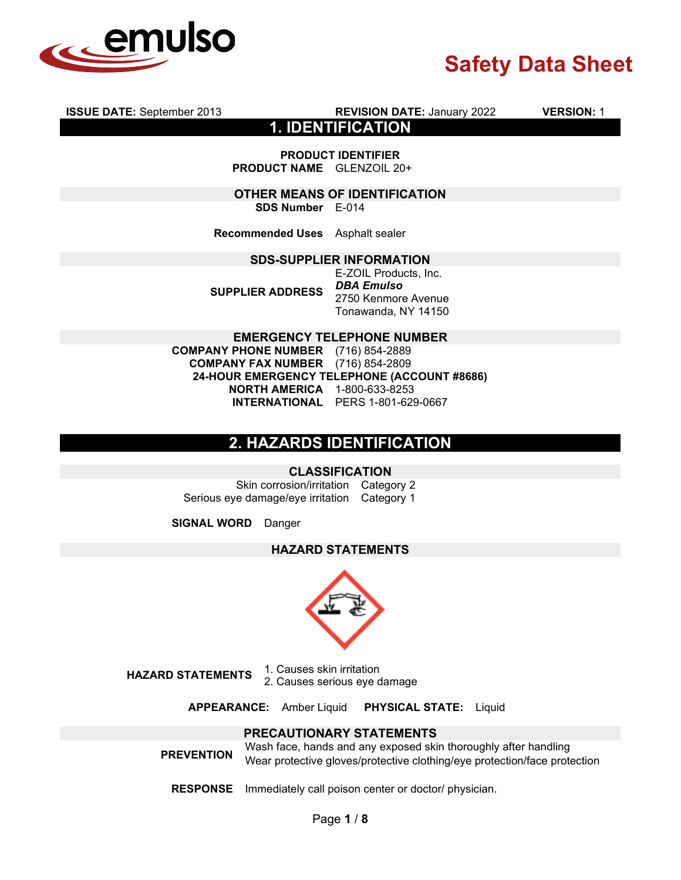# Safety Data Sheet

**ISSUE DATE:** September 2013 **REVISION DATE:** January 2022 **VERSION:** 1

## 1. IDENTIFICATION

### PRODUCT IDENTIFIER

**PRODUCT NAME** GLENZOIL 20+

### OTHER MEANS OF IDENTIFICATION

**SDS Number** E-014

**Recommended Uses** Asphalt sealer

### SDS-SUPPLIER INFORMATION

**SUPPLIER ADDRESS**
E-ZOIL Products, Inc.
***DBA Emulso***
2750 Kenmore Avenue
Tonawanda, NY 14150

### EMERGENCY TELEPHONE NUMBER

**COMPANY PHONE NUMBER** (716) 854-2889
**COMPANY FAX NUMBER** (716) 854-2809

**24-HOUR EMERGENCY TELEPHONE (ACCOUNT #8686)**

**NORTH AMERICA** 1-800-633-8253
**INTERNATIONAL** PERS 1-801-629-0667

## 2. HAZARDS IDENTIFICATION

### CLASSIFICATION

| Classification | Category |
|---|---|
| Skin corrosion/irritation | Category 2 |
| Serious eye damage/eye irritation | Category 1 |

**SIGNAL WORD** Danger

### HAZARD STATEMENTS

**HAZARD STATEMENTS**
1. Causes skin irritation
2. Causes serious eye damage

**APPEARANCE:** Amber Liquid **PHYSICAL STATE:** Liquid

### PRECAUTIONARY STATEMENTS

**PREVENTION**
Wash face, hands and any exposed skin thoroughly after handling
Wear protective gloves/protective clothing/eye protection/face protection

**RESPONSE** Immediately call poison center or doctor/ physician.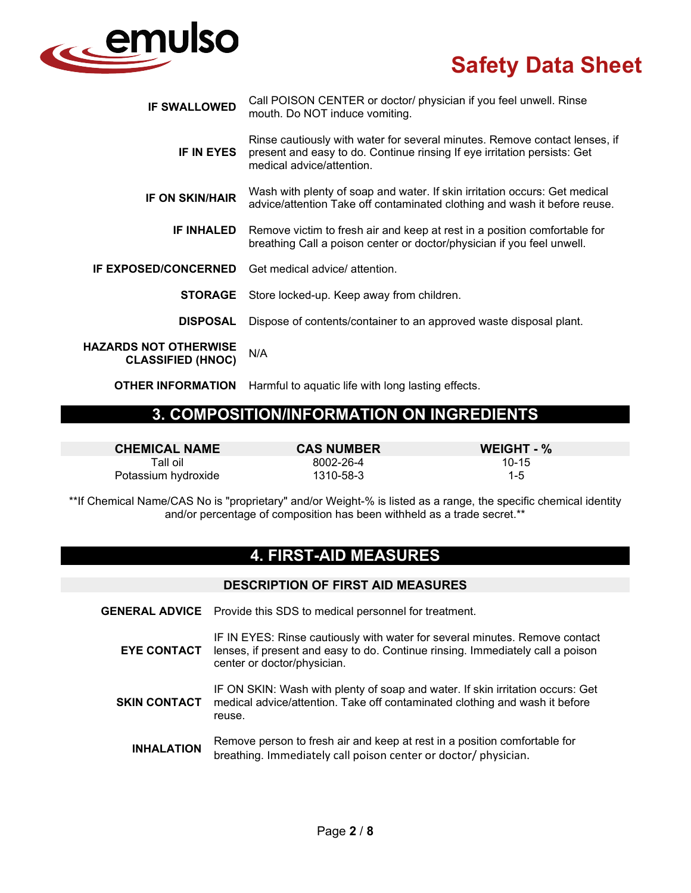| | |
|---|---|
| **IF SWALLOWED** | Call POISON CENTER or doctor/ physician if you feel unwell. Rinse mouth. Do NOT induce vomiting. |
| **IF IN EYES** | Rinse cautiously with water for several minutes. Remove contact lenses, if present and easy to do. Continue rinsing If eye irritation persists: Get medical advice/attention. |
| **IF ON SKIN/HAIR** | Wash with plenty of soap and water. If skin irritation occurs: Get medical advice/attention Take off contaminated clothing and wash it before reuse. |
| **IF INHALED** | Remove victim to fresh air and keep at rest in a position comfortable for breathing Call a poison center or doctor/physician if you feel unwell. |
| **IF EXPOSED/CONCERNED** | Get medical advice/ attention. |
| **STORAGE** | Store locked-up. Keep away from children. |
| **DISPOSAL** | Dispose of contents/container to an approved waste disposal plant. |
| **HAZARDS NOT OTHERWISE CLASSIFIED (HNOC)** | N/A |
| **OTHER INFORMATION** | Harmful to aquatic life with long lasting effects. |

## 3. COMPOSITION/INFORMATION ON INGREDIENTS

| CHEMICAL NAME | CAS NUMBER | WEIGHT - % |
|---|---|---|
| Tall oil | 8002-26-4 | 10-15 |
| Potassium hydroxide | 1310-58-3 | 1-5 |

**If Chemical Name/CAS No is "proprietary" and/or Weight-% is listed as a range, the specific chemical identity and/or percentage of composition has been withheld as a trade secret.**

## 4. FIRST-AID MEASURES

### DESCRIPTION OF FIRST AID MEASURES

| | |
|---|---|
| **GENERAL ADVICE** | Provide this SDS to medical personnel for treatment. |
| **EYE CONTACT** | IF IN EYES: Rinse cautiously with water for several minutes. Remove contact lenses, if present and easy to do. Continue rinsing. Immediately call a poison center or doctor/physician. |
| **SKIN CONTACT** | IF ON SKIN: Wash with plenty of soap and water. If skin irritation occurs: Get medical advice/attention. Take off contaminated clothing and wash it before reuse. |
| **INHALATION** | Remove person to fresh air and keep at rest in a position comfortable for breathing. Immediately call poison center or doctor/ physician. |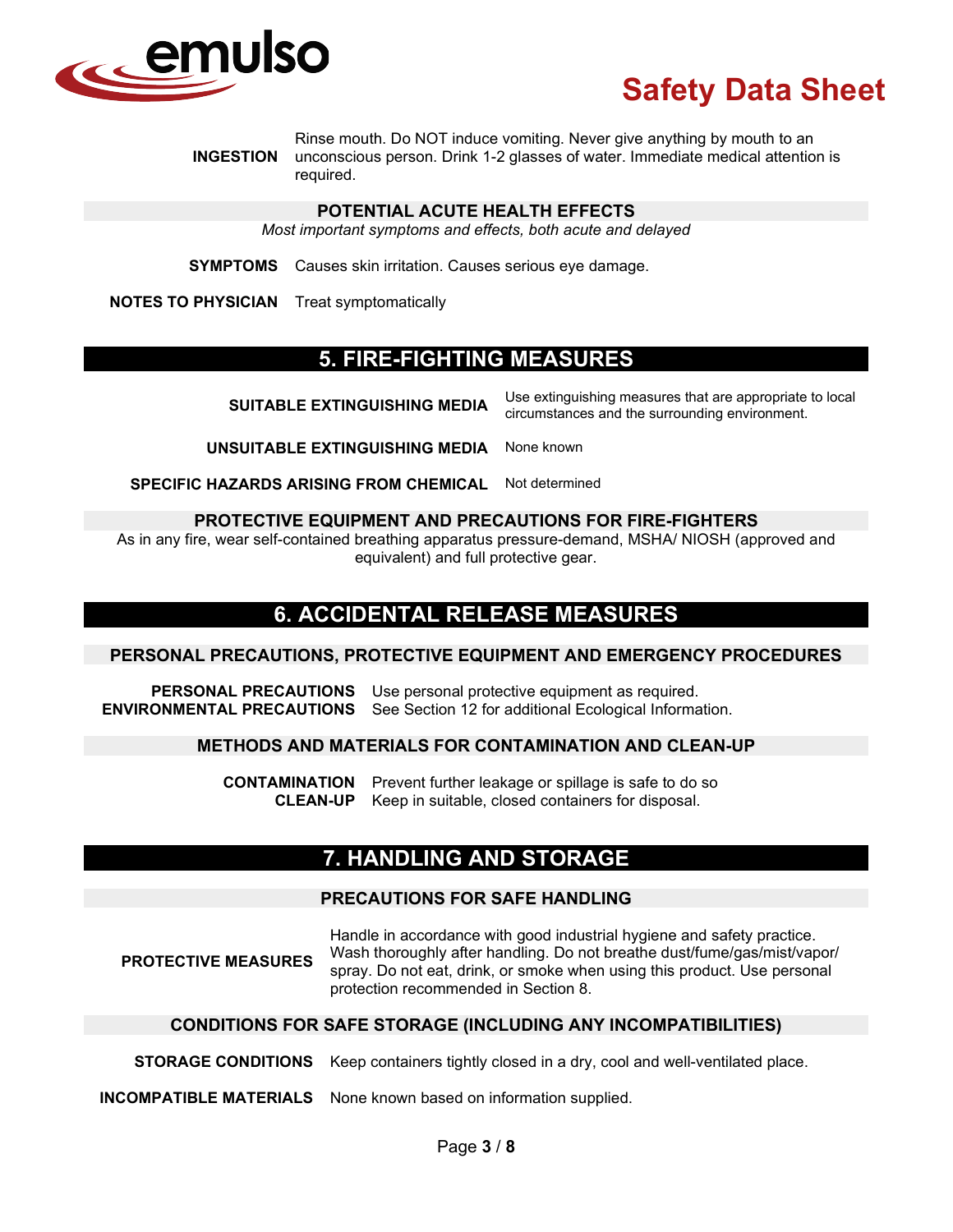**INGESTION** Rinse mouth. Do NOT induce vomiting. Never give anything by mouth to an unconscious person. Drink 1-2 glasses of water. Immediate medical attention is required.

### POTENTIAL ACUTE HEALTH EFFECTS

*Most important symptoms and effects, both acute and delayed*

**SYMPTOMS** Causes skin irritation. Causes serious eye damage.

**NOTES TO PHYSICIAN** Treat symptomatically

## 5. FIRE-FIGHTING MEASURES

**SUITABLE EXTINGUISHING MEDIA** Use extinguishing measures that are appropriate to local circumstances and the surrounding environment.

**UNSUITABLE EXTINGUISHING MEDIA** None known

**SPECIFIC HAZARDS ARISING FROM CHEMICAL** Not determined

### PROTECTIVE EQUIPMENT AND PRECAUTIONS FOR FIRE-FIGHTERS

As in any fire, wear self-contained breathing apparatus pressure-demand, MSHA/ NIOSH (approved and equivalent) and full protective gear.

## 6. ACCIDENTAL RELEASE MEASURES

### PERSONAL PRECAUTIONS, PROTECTIVE EQUIPMENT AND EMERGENCY PROCEDURES

**PERSONAL PRECAUTIONS** Use personal protective equipment as required.
**ENVIRONMENTAL PRECAUTIONS** See Section 12 for additional Ecological Information.

### METHODS AND MATERIALS FOR CONTAMINATION AND CLEAN-UP

**CONTAMINATION** Prevent further leakage or spillage is safe to do so
**CLEAN-UP** Keep in suitable, closed containers for disposal.

## 7. HANDLING AND STORAGE

### PRECAUTIONS FOR SAFE HANDLING

**PROTECTIVE MEASURES** Handle in accordance with good industrial hygiene and safety practice. Wash thoroughly after handling. Do not breathe dust/fume/gas/mist/vapor/ spray. Do not eat, drink, or smoke when using this product. Use personal protection recommended in Section 8.

### CONDITIONS FOR SAFE STORAGE (INCLUDING ANY INCOMPATIBILITIES)

**STORAGE CONDITIONS** Keep containers tightly closed in a dry, cool and well-ventilated place.

**INCOMPATIBLE MATERIALS** None known based on information supplied.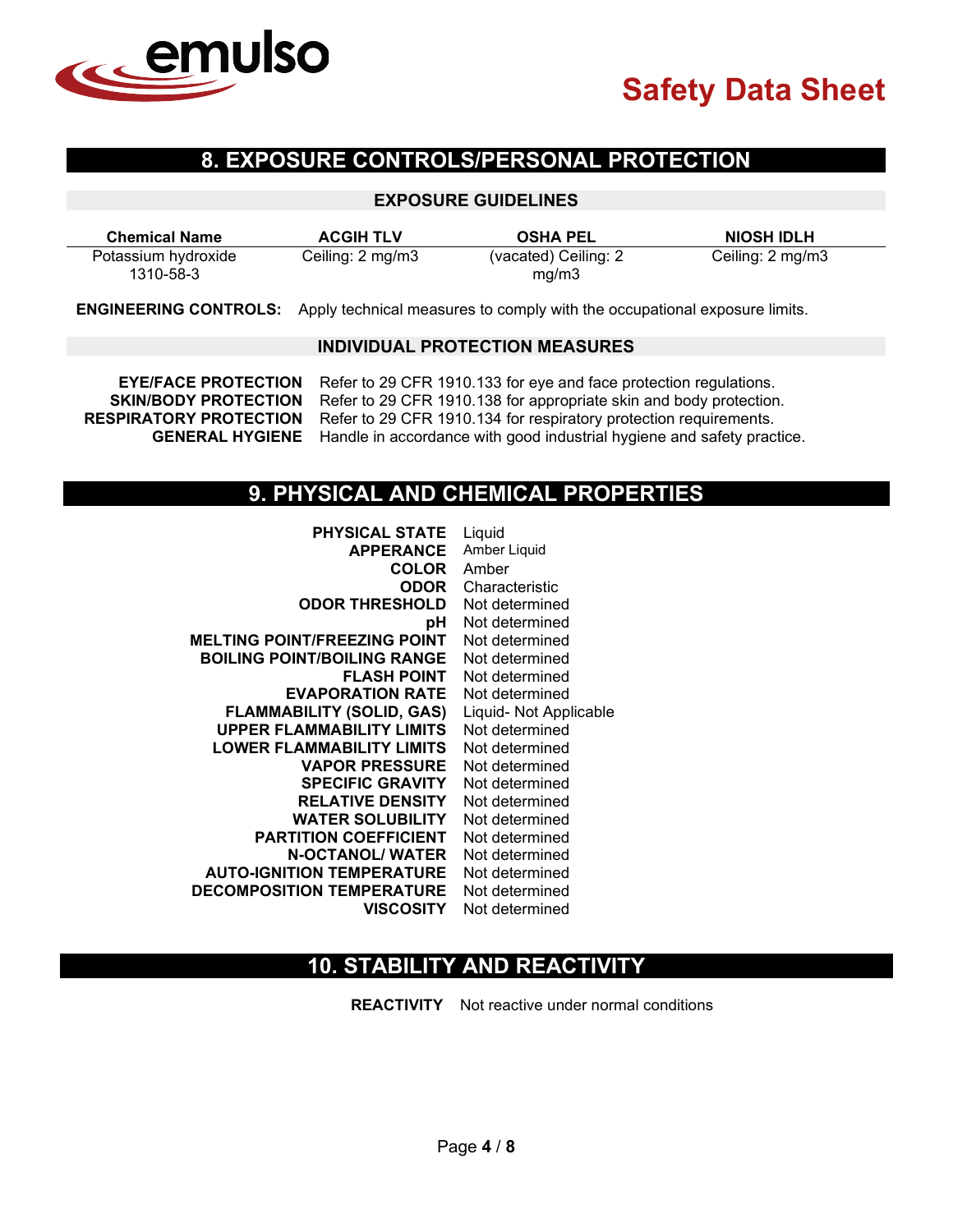## 8. EXPOSURE CONTROLS/PERSONAL PROTECTION

### EXPOSURE GUIDELINES

| Chemical Name | ACGIH TLV | OSHA PEL | NIOSH IDLH |
|---|---|---|---|
| Potassium hydroxide 1310-58-3 | Ceiling: 2 mg/m3 | (vacated) Ceiling: 2 mg/m3 | Ceiling: 2 mg/m3 |

**ENGINEERING CONTROLS:** Apply technical measures to comply with the occupational exposure limits.

### INDIVIDUAL PROTECTION MEASURES

**EYE/FACE PROTECTION** Refer to 29 CFR 1910.133 for eye and face protection regulations.
**SKIN/BODY PROTECTION** Refer to 29 CFR 1910.138 for appropriate skin and body protection.
**RESPIRATORY PROTECTION** Refer to 29 CFR 1910.134 for respiratory protection requirements.
**GENERAL HYGIENE** Handle in accordance with good industrial hygiene and safety practice.

## 9. PHYSICAL AND CHEMICAL PROPERTIES

**PHYSICAL STATE** Liquid
**APPERANCE** Amber Liquid
**COLOR** Amber
**ODOR** Characteristic
**ODOR THRESHOLD** Not determined
**pH** Not determined
**MELTING POINT/FREEZING POINT** Not determined
**BOILING POINT/BOILING RANGE** Not determined
**FLASH POINT** Not determined
**EVAPORATION RATE** Not determined
**FLAMMABILITY (SOLID, GAS)** Liquid- Not Applicable
**UPPER FLAMMABILITY LIMITS** Not determined
**LOWER FLAMMABILITY LIMITS** Not determined
**VAPOR PRESSURE** Not determined
**SPECIFIC GRAVITY** Not determined
**RELATIVE DENSITY** Not determined
**WATER SOLUBILITY** Not determined
**PARTITION COEFFICIENT** Not determined
**N-OCTANOL/ WATER** Not determined
**AUTO-IGNITION TEMPERATURE** Not determined
**DECOMPOSITION TEMPERATURE** Not determined
**VISCOSITY** Not determined

## 10. STABILITY AND REACTIVITY

**REACTIVITY** Not reactive under normal conditions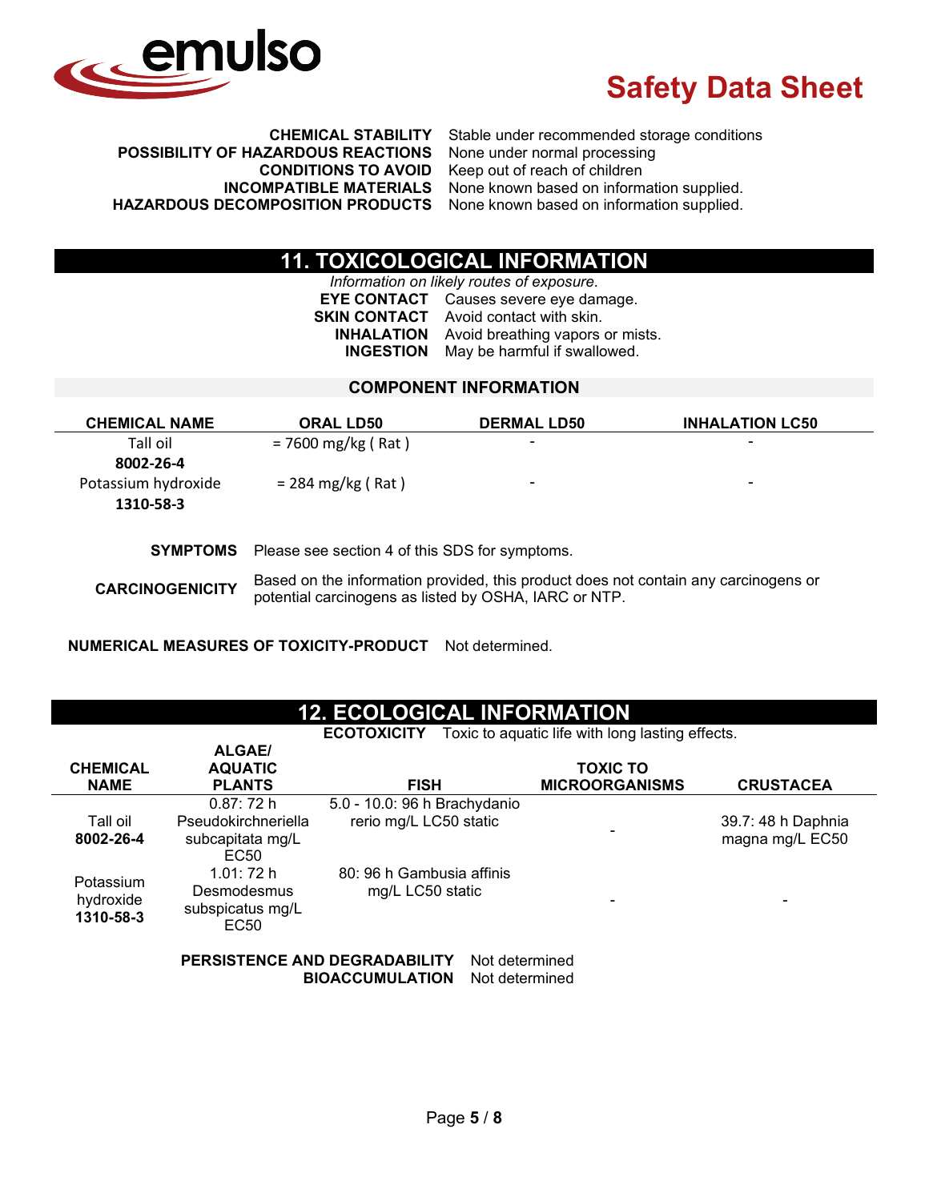**CHEMICAL STABILITY** Stable under recommended storage conditions
**POSSIBILITY OF HAZARDOUS REACTIONS** None under normal processing
**CONDITIONS TO AVOID** Keep out of reach of children
**INCOMPATIBLE MATERIALS** None known based on information supplied.
**HAZARDOUS DECOMPOSITION PRODUCTS** None known based on information supplied.

## 11. TOXICOLOGICAL INFORMATION

*Information on likely routes of exposure.*

**EYE CONTACT** Causes severe eye damage.
**SKIN CONTACT** Avoid contact with skin.
**INHALATION** Avoid breathing vapors or mists.
**INGESTION** May be harmful if swallowed.

### COMPONENT INFORMATION

| CHEMICAL NAME | ORAL LD50 | DERMAL LD50 | INHALATION LC50 |
|---|---|---|---|
| Tall oil **8002-26-4** | = 7600 mg/kg ( Rat ) | - | - |
| Potassium hydroxide **1310-58-3** | = 284 mg/kg ( Rat ) | - | - |

**SYMPTOMS** Please see section 4 of this SDS for symptoms.

**CARCINOGENICITY** Based on the information provided, this product does not contain any carcinogens or potential carcinogens as listed by OSHA, IARC or NTP.

**NUMERICAL MEASURES OF TOXICITY-PRODUCT** Not determined.

## 12. ECOLOGICAL INFORMATION

**ECOTOXICITY** Toxic to aquatic life with long lasting effects.

| CHEMICAL NAME | ALGAE/ AQUATIC PLANTS | FISH | TOXIC TO MICROORGANISMS | CRUSTACEA |
|---|---|---|---|---|
| Tall oil **8002-26-4** | 0.87: 72 h Pseudokirchneriella subcapitata mg/L EC50 | 5.0 - 10.0: 96 h Brachydanio rerio mg/L LC50 static | - | 39.7: 48 h Daphnia magna mg/L EC50 |
| Potassium hydroxide **1310-58-3** | 1.01: 72 h Desmodesmus subspicatus mg/L EC50 | 80: 96 h Gambusia affinis mg/L LC50 static | - | - |

**PERSISTENCE AND DEGRADABILITY** Not determined
**BIOACCUMULATION** Not determined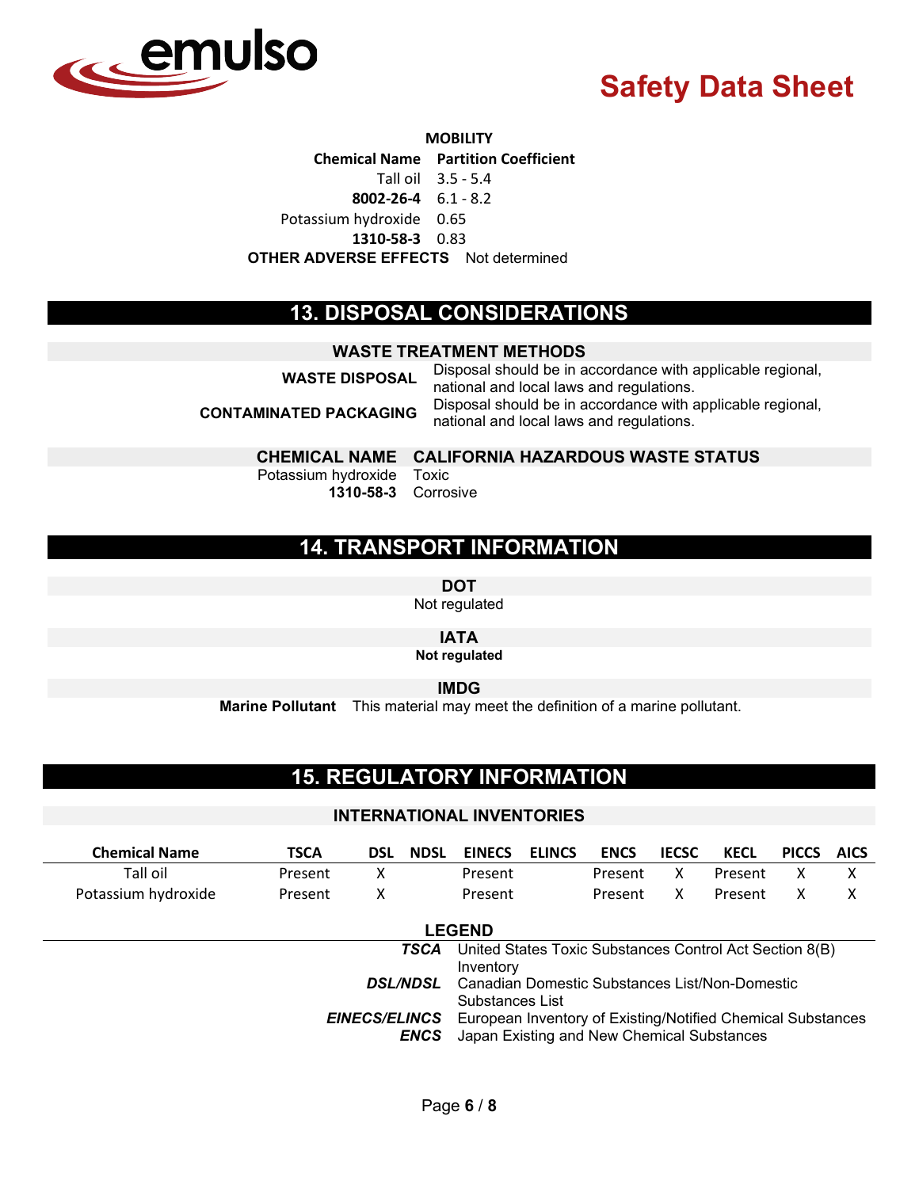**MOBILITY**

| Chemical Name | Partition Coefficient |
|---|---|
| Tall oil | 3.5 - 5.4 |
| **8002-26-4** | 6.1 - 8.2 |
| Potassium hydroxide | 0.65 |
| **1310-58-3** | 0.83 |

**OTHER ADVERSE EFFECTS** Not determined

## 13. DISPOSAL CONSIDERATIONS

### WASTE TREATMENT METHODS

| | |
|---|---|
| **WASTE DISPOSAL** | Disposal should be in accordance with applicable regional, national and local laws and regulations. |
| **CONTAMINATED PACKAGING** | Disposal should be in accordance with applicable regional, national and local laws and regulations. |

| CHEMICAL NAME | CALIFORNIA HAZARDOUS WASTE STATUS |
|---|---|
| Potassium hydroxide | Toxic |
| **1310-58-3** | Corrosive |

## 14. TRANSPORT INFORMATION

### DOT

Not regulated

### IATA

**Not regulated**

### IMDG

**Marine Pollutant** This material may meet the definition of a marine pollutant.

## 15. REGULATORY INFORMATION

### INTERNATIONAL INVENTORIES

| Chemical Name | TSCA | DSL | NDSL | EINECS | ELINCS | ENCS | IECSC | KECL | PICCS | AICS |
|---|---|---|---|---|---|---|---|---|---|---|
| Tall oil | Present | X | | Present | | Present | X | Present | X | X |
| Potassium hydroxide | Present | X | | Present | | Present | X | Present | X | X |

### LEGEND

| | |
|---|---|
| ***TSCA*** | United States Toxic Substances Control Act Section 8(B) Inventory |
| ***DSL/NDSL*** | Canadian Domestic Substances List/Non-Domestic Substances List |
| ***EINECS/ELINCS*** | European Inventory of Existing/Notified Chemical Substances |
| ***ENCS*** | Japan Existing and New Chemical Substances |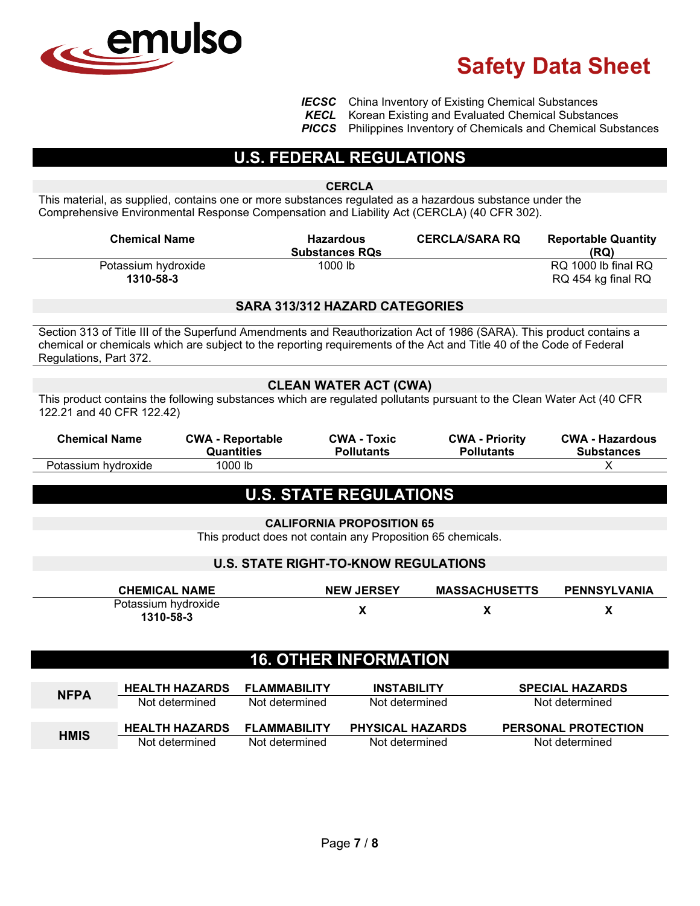| | |
|---|---|
| ***IECSC*** | China Inventory of Existing Chemical Substances |
| ***KECL*** | Korean Existing and Evaluated Chemical Substances |
| ***PICCS*** | Philippines Inventory of Chemicals and Chemical Substances |

## U.S. FEDERAL REGULATIONS

### CERCLA

This material, as supplied, contains one or more substances regulated as a hazardous substance under the Comprehensive Environmental Response Compensation and Liability Act (CERCLA) (40 CFR 302).

| Chemical Name | Hazardous Substances RQs | CERCLA/SARA RQ | Reportable Quantity (RQ) |
|---|---|---|---|
| Potassium hydroxide **1310-58-3** | 1000 lb | | RQ 1000 lb final RQ RQ 454 kg final RQ |

### SARA 313/312 HAZARD CATEGORIES

Section 313 of Title III of the Superfund Amendments and Reauthorization Act of 1986 (SARA). This product contains a chemical or chemicals which are subject to the reporting requirements of the Act and Title 40 of the Code of Federal Regulations, Part 372.

### CLEAN WATER ACT (CWA)

This product contains the following substances which are regulated pollutants pursuant to the Clean Water Act (40 CFR 122.21 and 40 CFR 122.42)

| Chemical Name | CWA - Reportable Quantities | CWA - Toxic Pollutants | CWA - Priority Pollutants | CWA - Hazardous Substances |
|---|---|---|---|---|
| Potassium hydroxide | 1000 lb | | | X |

## U.S. STATE REGULATIONS

### CALIFORNIA PROPOSITION 65

This product does not contain any Proposition 65 chemicals.

### U.S. STATE RIGHT-TO-KNOW REGULATIONS

| CHEMICAL NAME | NEW JERSEY | MASSACHUSETTS | PENNSYLVANIA |
|---|---|---|---|
| Potassium hydroxide **1310-58-3** | X | X | X |

## 16. OTHER INFORMATION

| NFPA | HEALTH HAZARDS | FLAMMABILITY | INSTABILITY | SPECIAL HAZARDS |
|---|---|---|---|---|
| | Not determined | Not determined | Not determined | Not determined |

| HMIS | HEALTH HAZARDS | FLAMMABILITY | PHYSICAL HAZARDS | PERSONAL PROTECTION |
|---|---|---|---|---|
| | Not determined | Not determined | Not determined | Not determined |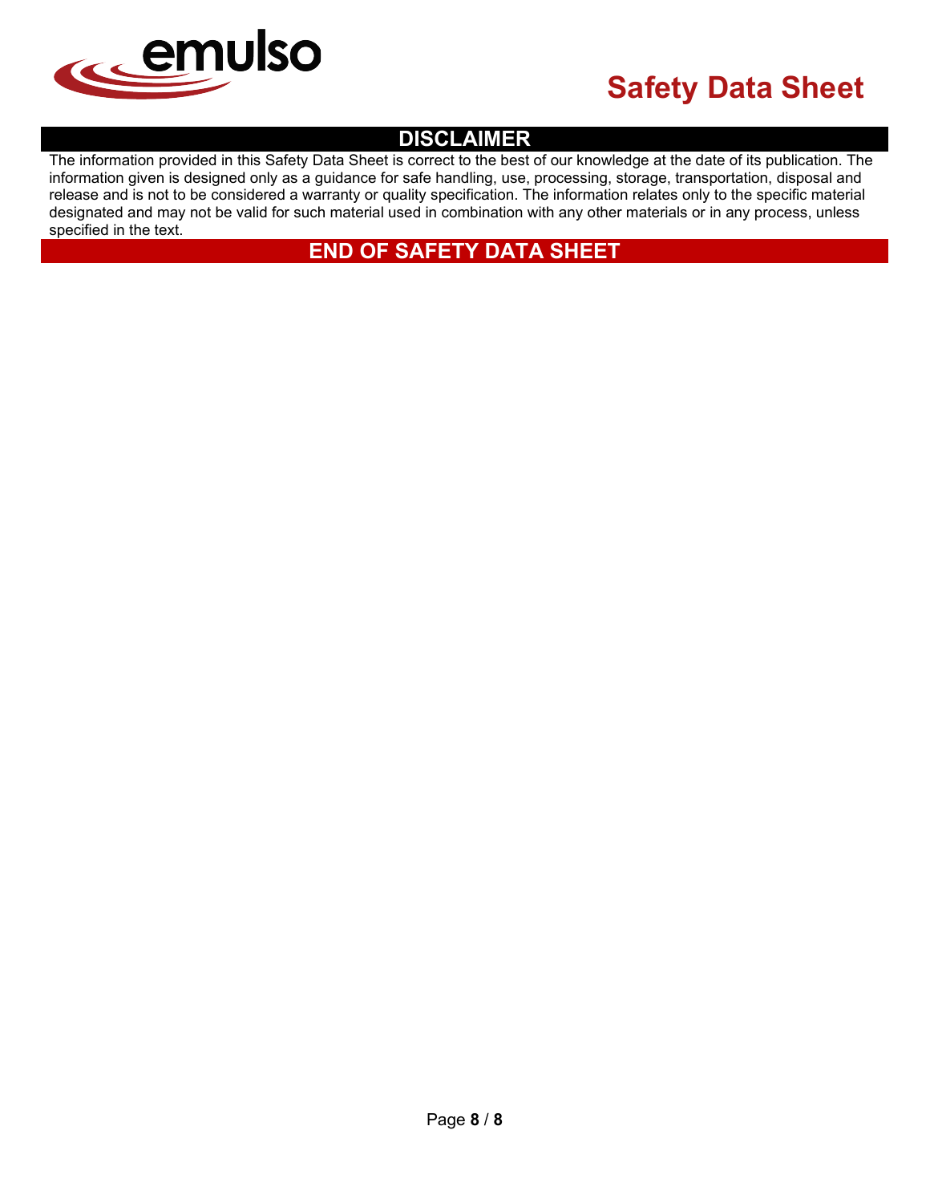## DISCLAIMER

The information provided in this Safety Data Sheet is correct to the best of our knowledge at the date of its publication. The information given is designed only as a guidance for safe handling, use, processing, storage, transportation, disposal and release and is not to be considered a warranty or quality specification. The information relates only to the specific material designated and may not be valid for such material used in combination with any other materials or in any process, unless specified in the text.

## END OF SAFETY DATA SHEET